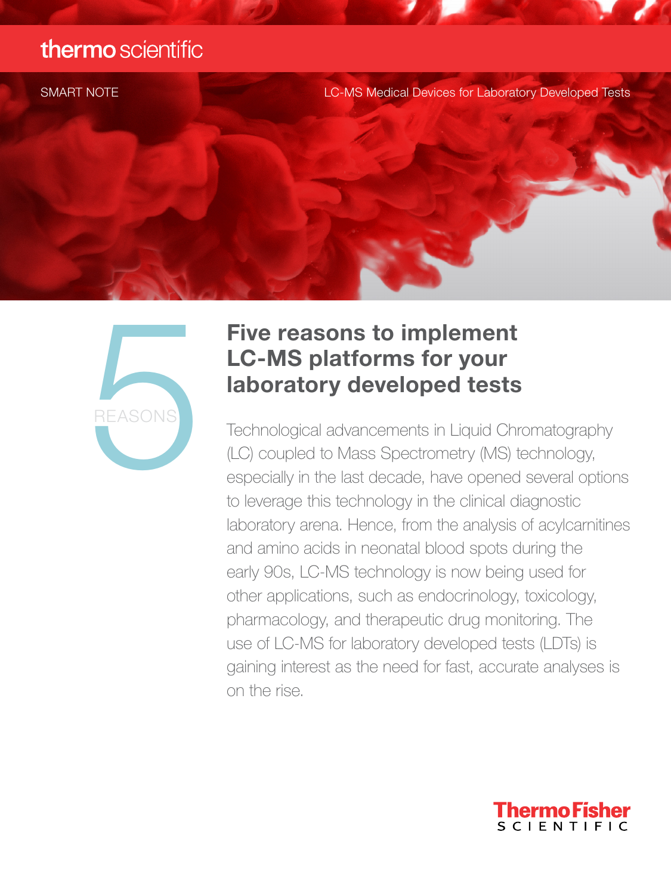thermo scientific

SMART NOTE

LC-MS Medical Devices for Laboratory Developed Tests

5 REASONS

# Five reasons to implement LC-MS platforms for your laboratory developed tests

Technological advancements in Liquid Chromatography (LC) coupled to Mass Spectrometry (MS) technology, especially in the last decade, have opened several options to leverage this technology in the clinical diagnostic laboratory arena. Hence, from the analysis of acylcarnitines and amino acids in neonatal blood spots during the early 90s, LC-MS technology is now being used for other applications, such as endocrinology, toxicology, pharmacology, and therapeutic drug monitoring. The use of LC-MS for laboratory developed tests (LDTs) is gaining interest as the need for fast, accurate analyses is on the rise.

ThermoFisher SCIENTIFIC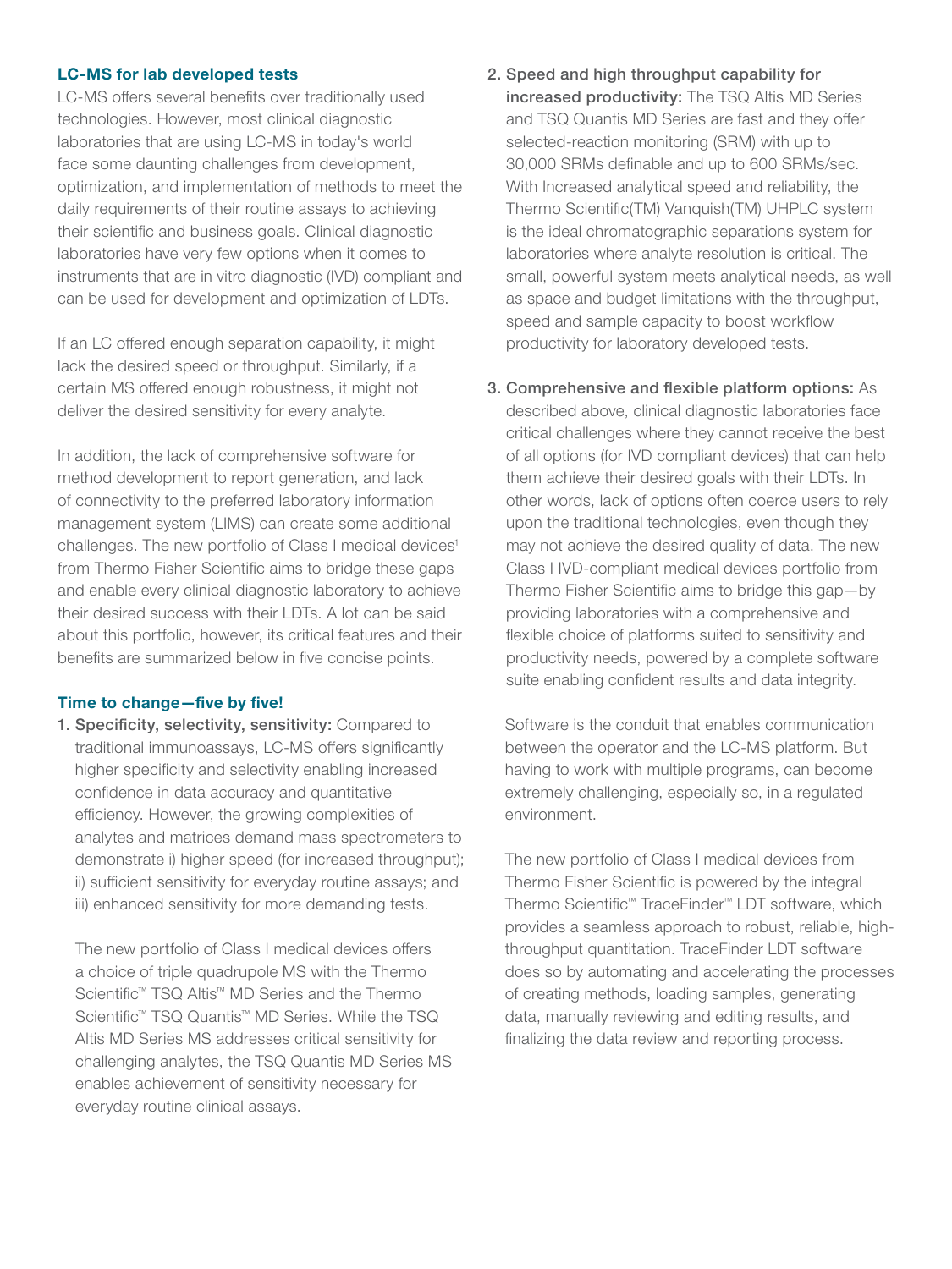### LC-MS for lab developed tests

LC-MS offers several benefits over traditionally used technologies. However, most clinical diagnostic laboratories that are using LC-MS in today's world face some daunting challenges from development, optimization, and implementation of methods to meet the daily requirements of their routine assays to achieving their scientific and business goals. Clinical diagnostic laboratories have very few options when it comes to instruments that are in vitro diagnostic (IVD) compliant and can be used for development and optimization of LDTs.

If an LC offered enough separation capability, it might lack the desired speed or throughput. Similarly, if a certain MS offered enough robustness, it might not deliver the desired sensitivity for every analyte.

In addition, the lack of comprehensive software for method development to report generation, and lack of connectivity to the preferred laboratory information management system (LIMS) can create some additional challenges. The new portfolio of Class I medical devices[1] from Thermo Fisher Scientific aims to bridge these gaps and enable every clinical diagnostic laboratory to achieve their desired success with their LDTs. A lot can be said about this portfolio, however, its critical features and their benefits are summarized below in five concise points.

### Time to change—five by five!

1. **Specificity, selectivity, sensitivity:** Compared to traditional immunoassays, LC-MS offers significantly higher specificity and selectivity enabling increased confidence in data accuracy and quantitative efficiency. However, the growing complexities of analytes and matrices demand mass spectrometers to demonstrate i) higher speed (for increased throughput); ii) sufficient sensitivity for everyday routine assays; and iii) enhanced sensitivity for more demanding tests.

   The new portfolio of Class I medical devices offers a choice of triple quadrupole MS with the Thermo Scientific™ TSQ Altis™ MD Series and the Thermo Scientific™ TSQ Quantis™ MD Series. While the TSQ Altis MD Series MS addresses critical sensitivity for challenging analytes, the TSQ Quantis MD Series MS enables achievement of sensitivity necessary for everyday routine clinical assays.

2. **Speed and high throughput capability for increased productivity:** The TSQ Altis MD Series and TSQ Quantis MD Series are fast and they offer selected-reaction monitoring (SRM) with up to 30,000 SRMs definable and up to 600 SRMs/sec. With Increased analytical speed and reliability, the Thermo Scientific(TM) Vanquish(TM) UHPLC system is the ideal chromatographic separations system for laboratories where analyte resolution is critical. The small, powerful system meets analytical needs, as well as space and budget limitations with the throughput, speed and sample capacity to boost workflow productivity for laboratory developed tests.

3. **Comprehensive and flexible platform options:** As described above, clinical diagnostic laboratories face critical challenges where they cannot receive the best of all options (for IVD compliant devices) that can help them achieve their desired goals with their LDTs. In other words, lack of options often coerce users to rely upon the traditional technologies, even though they may not achieve the desired quality of data. The new Class I IVD-compliant medical devices portfolio from Thermo Fisher Scientific aims to bridge this gap—by providing laboratories with a comprehensive and flexible choice of platforms suited to sensitivity and productivity needs, powered by a complete software suite enabling confident results and data integrity.

   Software is the conduit that enables communication between the operator and the LC-MS platform. But having to work with multiple programs, can become extremely challenging, especially so, in a regulated environment.

   The new portfolio of Class I medical devices from Thermo Fisher Scientific is powered by the integral Thermo Scientific™ TraceFinder™ LDT software, which provides a seamless approach to robust, reliable, high-throughput quantitation. TraceFinder LDT software does so by automating and accelerating the processes of creating methods, loading samples, generating data, manually reviewing and editing results, and finalizing the data review and reporting process.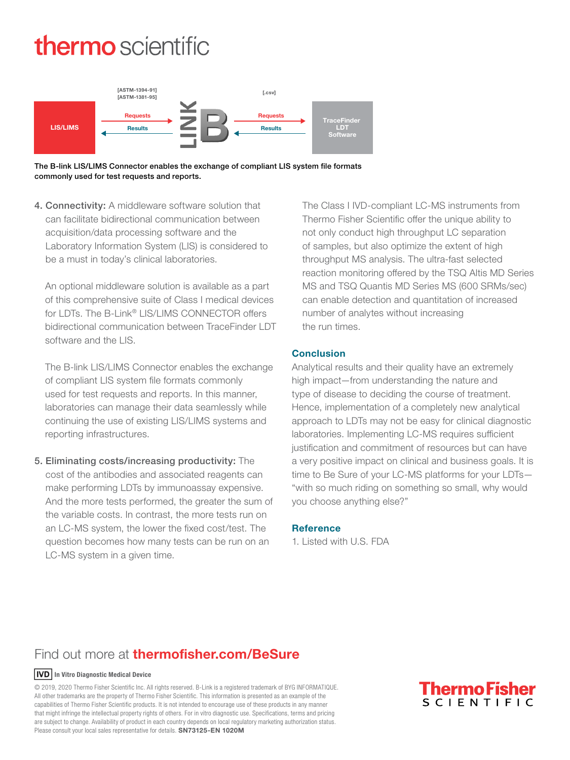thermo scientific

LIS/LIMS

[ASTM-1394-91]
[ASTM-1381-95]

Requests

Results

LINK B

[.csv]

Requests

Results

TraceFinder LDT Software

**The B-link LIS/LIMS Connector enables the exchange of compliant LIS system file formats commonly used for test requests and reports.**

4. **Connectivity:** A middleware software solution that can facilitate bidirectional communication between acquisition/data processing software and the Laboratory Information System (LIS) is considered to be a must in today's clinical laboratories.

   An optional middleware solution is available as a part of this comprehensive suite of Class I medical devices for LDTs. The B-Link® LIS/LIMS CONNECTOR offers bidirectional communication between TraceFinder LDT software and the LIS.

   The B-link LIS/LIMS Connector enables the exchange of compliant LIS system file formats commonly used for test requests and reports. In this manner, laboratories can manage their data seamlessly while continuing the use of existing LIS/LIMS systems and reporting infrastructures.

5. **Eliminating costs/increasing productivity:** The cost of the antibodies and associated reagents can make performing LDTs by immunoassay expensive. And the more tests performed, the greater the sum of the variable costs. In contrast, the more tests run on an LC-MS system, the lower the fixed cost/test. The question becomes how many tests can be run on an LC-MS system in a given time.

   The Class I IVD-compliant LC-MS instruments from Thermo Fisher Scientific offer the unique ability to not only conduct high throughput LC separation of samples, but also optimize the extent of high throughput MS analysis. The ultra-fast selected reaction monitoring offered by the TSQ Altis MD Series MS and TSQ Quantis MD Series MS (600 SRMs/sec) can enable detection and quantitation of increased number of analytes without increasing the run times.

## Conclusion

Analytical results and their quality have an extremely high impact—from understanding the nature and type of disease to deciding the course of treatment. Hence, implementation of a completely new analytical approach to LDTs may not be easy for clinical diagnostic laboratories. Implementing LC-MS requires sufficient justification and commitment of resources but can have a very positive impact on clinical and business goals. It is time to Be Sure of your LC-MS platforms for your LDTs—"with so much riding on something so small, why would you choose anything else?"

## Reference

1. Listed with U.S. FDA

Find out more at **thermofisher.com/BeSure**

**IVD** In Vitro Diagnostic Medical Device

© 2019, 2020 Thermo Fisher Scientific Inc. All rights reserved. B-Link is a registered trademark of BYG INFORMATIQUE. All other trademarks are the property of Thermo Fisher Scientific. This information is presented as an example of the capabilities of Thermo Fisher Scientific products. It is not intended to encourage use of these products in any manner that might infringe the intellectual property rights of others. For in vitro diagnostic use. Specifications, terms and pricing are subject to change. Availability of product in each country depends on local regulatory marketing authorization status. Please consult your local sales representative for details. **SN73125-EN 1020M**

ThermoFisher SCIENTIFIC